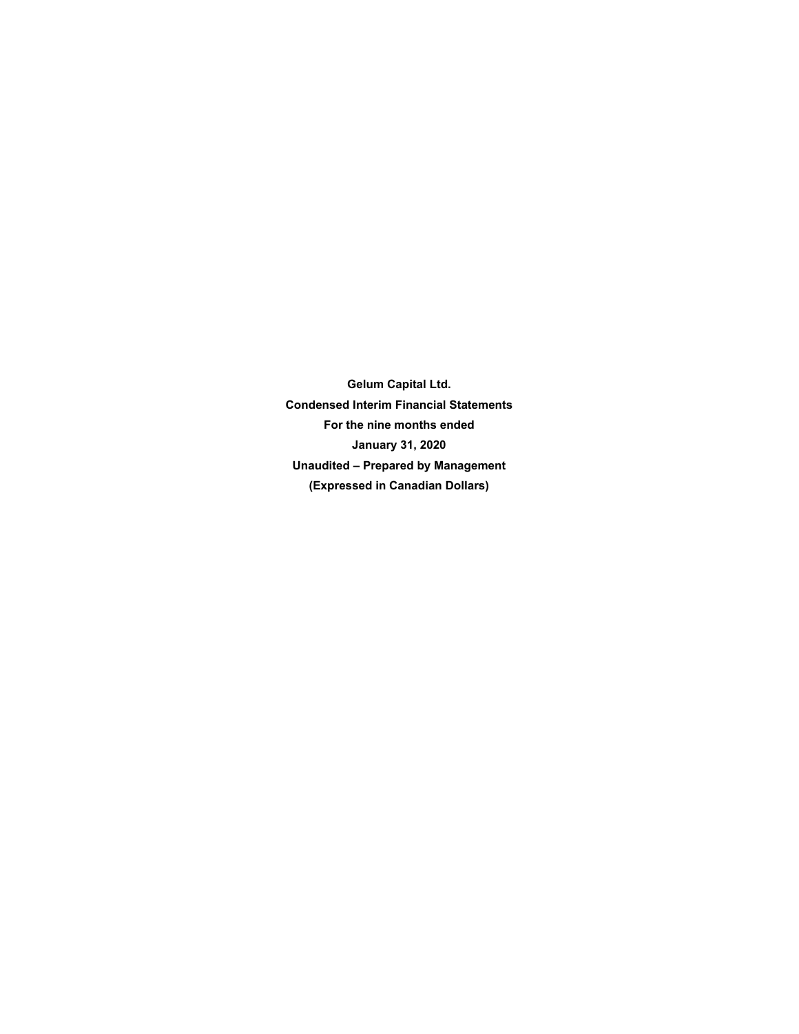**Gelum Capital Ltd.**

**Condensed Interim Financial Statements**

**For the nine months ended**

**January 31, 2020**

**Unaudited – Prepared by Management**

**(Expressed in Canadian Dollars)**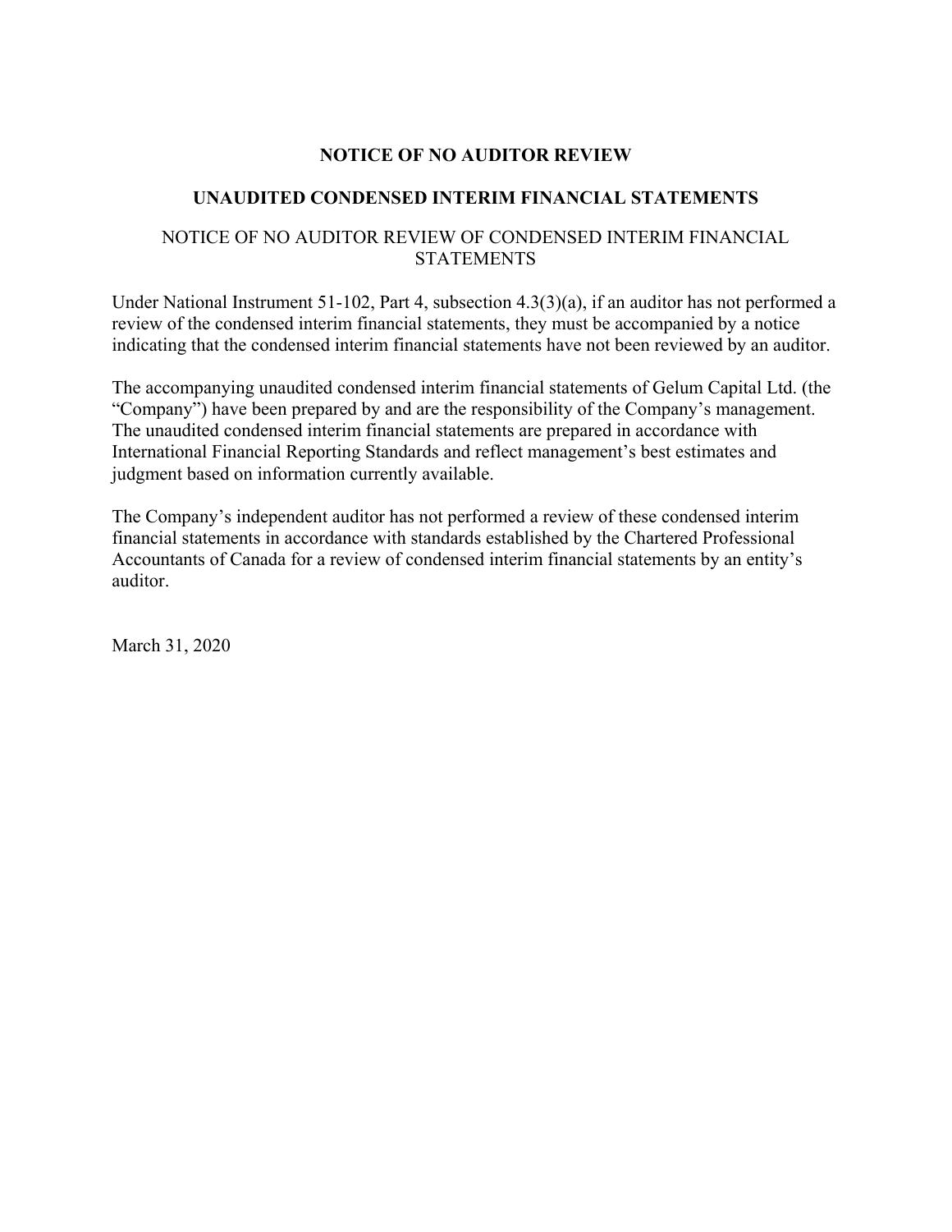# NOTICE OF NO AUDITOR REVIEW

## UNAUDITED CONDENSED INTERIM FINANCIAL STATEMENTS

NOTICE OF NO AUDITOR REVIEW OF CONDENSED INTERIM FINANCIAL STATEMENTS

Under National Instrument 51-102, Part 4, subsection 4.3(3)(a), if an auditor has not performed a review of the condensed interim financial statements, they must be accompanied by a notice indicating that the condensed interim financial statements have not been reviewed by an auditor.

The accompanying unaudited condensed interim financial statements of Gelum Capital Ltd. (the "Company") have been prepared by and are the responsibility of the Company's management. The unaudited condensed interim financial statements are prepared in accordance with International Financial Reporting Standards and reflect management's best estimates and judgment based on information currently available.

The Company's independent auditor has not performed a review of these condensed interim financial statements in accordance with standards established by the Chartered Professional Accountants of Canada for a review of condensed interim financial statements by an entity's auditor.

March 31, 2020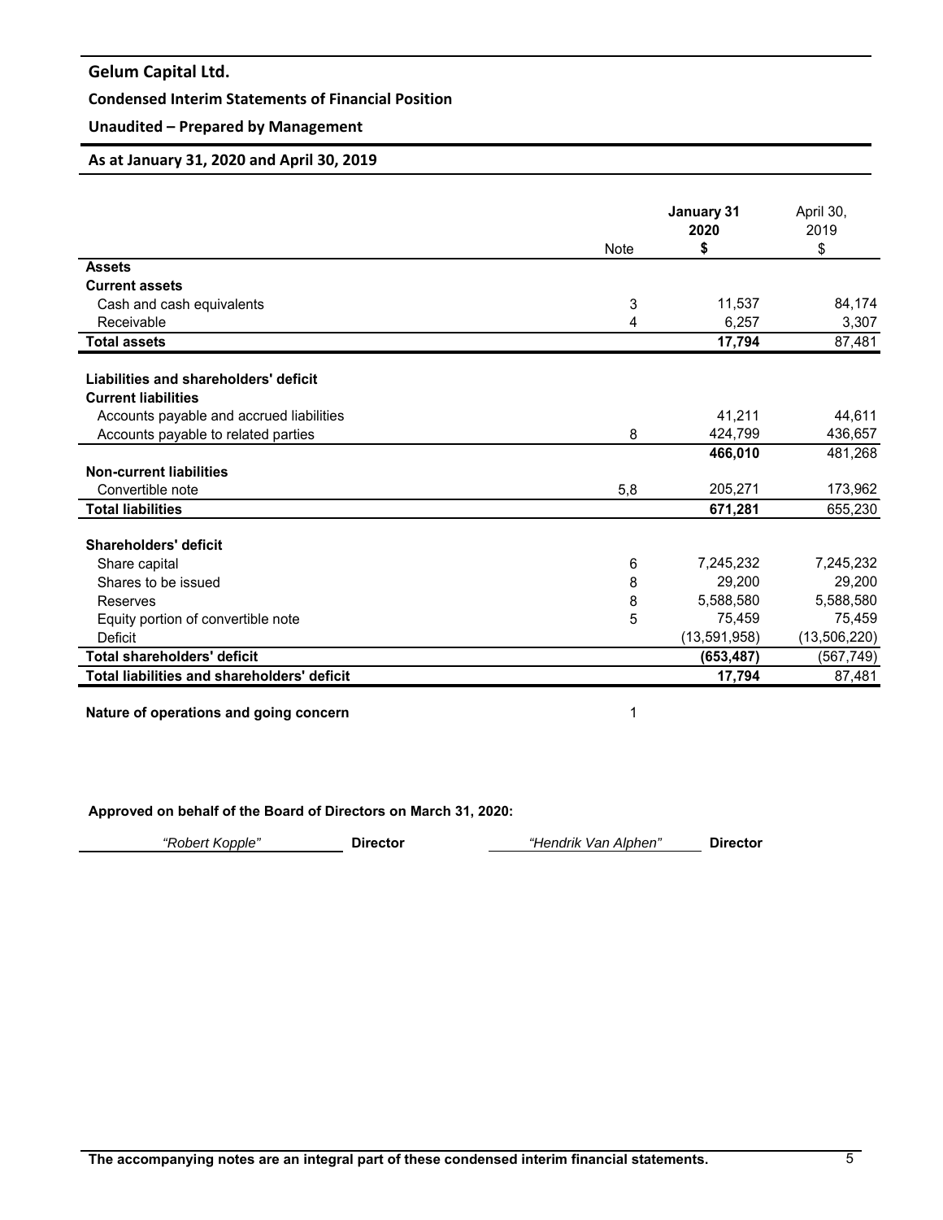# Gelum Capital Ltd.

## Condensed Interim Statements of Financial Position

## Unaudited – Prepared by Management

## As at January 31, 2020 and April 30, 2019

| | Note | **January 31 2020 $** | April 30, 2019 $ |
|---|---|---|---|
| **Assets** | | | |
| **Current assets** | | | |
| Cash and cash equivalents | 3 | 11,537 | 84,174 |
| Receivable | 4 | 6,257 | 3,307 |
| **Total assets** | | **17,794** | 87,481 |
| | | | |
| **Liabilities and shareholders' deficit** | | | |
| **Current liabilities** | | | |
| Accounts payable and accrued liabilities | | 41,211 | 44,611 |
| Accounts payable to related parties | 8 | 424,799 | 436,657 |
| | | **466,010** | 481,268 |
| **Non-current liabilities** | | | |
| Convertible note | 5,8 | 205,271 | 173,962 |
| **Total liabilities** | | **671,281** | 655,230 |
| | | | |
| **Shareholders' deficit** | | | |
| Share capital | 6 | 7,245,232 | 7,245,232 |
| Shares to be issued | 8 | 29,200 | 29,200 |
| Reserves | 8 | 5,588,580 | 5,588,580 |
| Equity portion of convertible note | 5 | 75,459 | 75,459 |
| Deficit | | (13,591,958) | (13,506,220) |
| **Total shareholders' deficit** | | **(653,487)** | (567,749) |
| **Total liabilities and shareholders' deficit** | | **17,794** | 87,481 |

**Nature of operations and going concern** 1

**Approved on behalf of the Board of Directors on March 31, 2020:**

*"Robert Kopple"* **Director** *"Hendrik Van Alphen"* **Director**

**The accompanying notes are an integral part of these condensed interim financial statements.**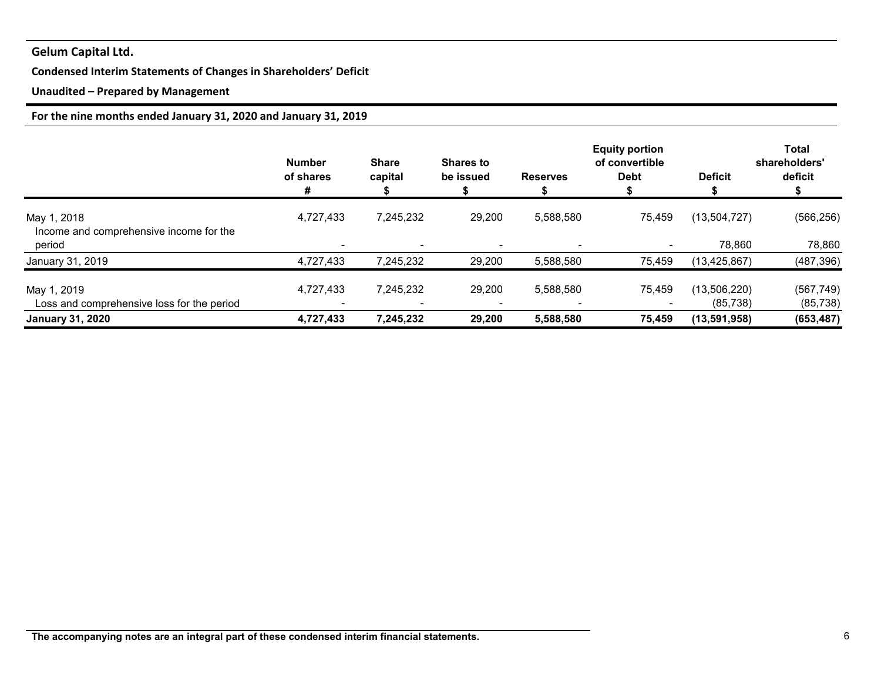**Gelum Capital Ltd.**

**Condensed Interim Statements of Changes in Shareholders' Deficit**

**Unaudited – Prepared by Management**

**For the nine months ended January 31, 2020 and January 31, 2019**

| | Number of shares # | Share capital $ | Shares to be issued $ | Reserves $ | Equity portion of convertible Debt $ | Deficit $ | Total shareholders' deficit $ |
|---|---|---|---|---|---|---|---|
| May 1, 2018 | 4,727,433 | 7,245,232 | 29,200 | 5,588,580 | 75,459 | (13,504,727) | (566,256) |
| Income and comprehensive income for the period | - | - | - | - | - | 78,860 | 78,860 |
| January 31, 2019 | 4,727,433 | 7,245,232 | 29,200 | 5,588,580 | 75,459 | (13,425,867) | (487,396) |
| May 1, 2019 | 4,727,433 | 7,245,232 | 29,200 | 5,588,580 | 75,459 | (13,506,220) | (567,749) |
| Loss and comprehensive loss for the period | - | - | - | - | - | (85,738) | (85,738) |
| **January 31, 2020** | **4,727,433** | **7,245,232** | **29,200** | **5,588,580** | **75,459** | **(13,591,958)** | **(653,487)** |

**The accompanying notes are an integral part of these condensed interim financial statements.**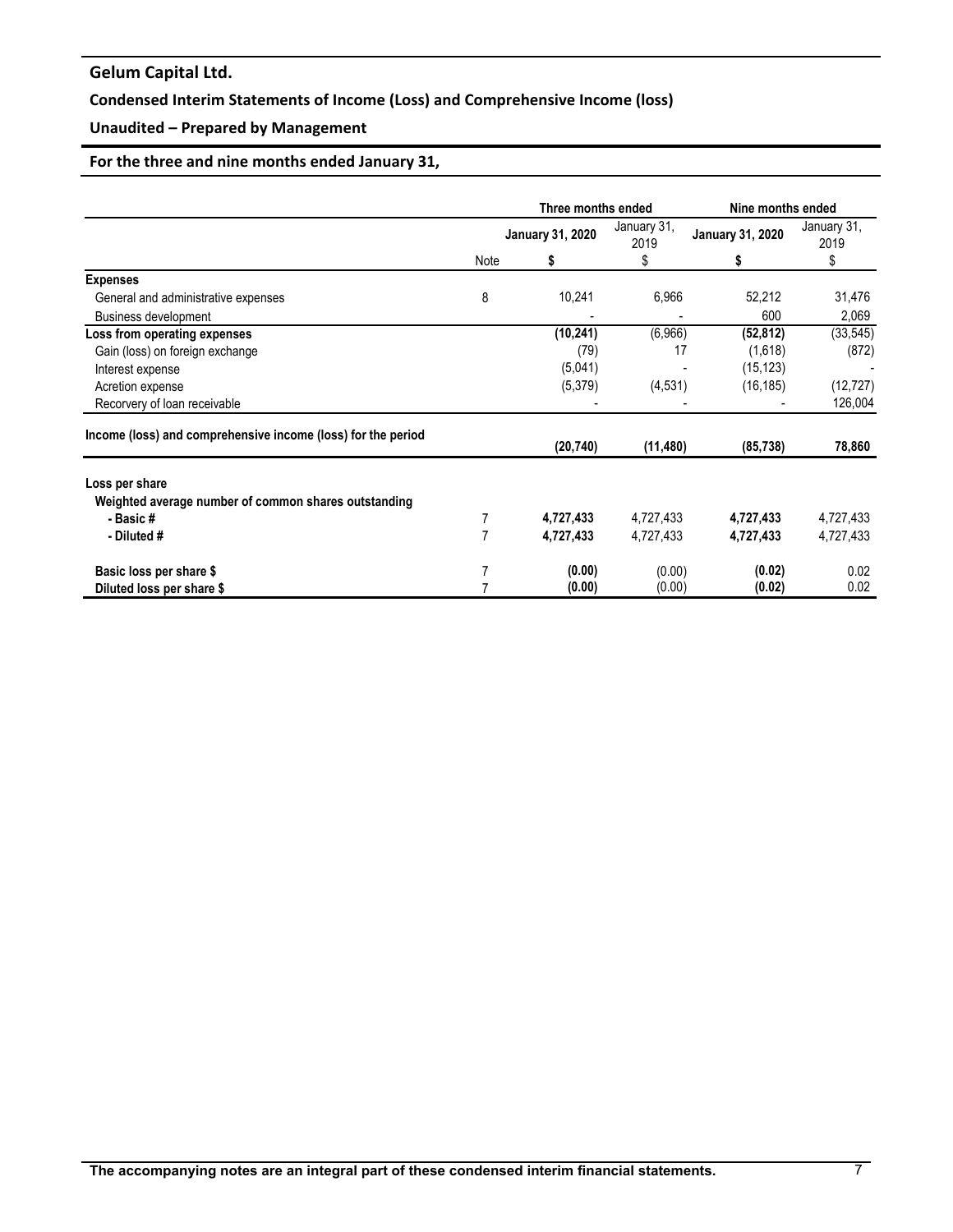## Gelum Capital Ltd.

### Condensed Interim Statements of Income (Loss) and Comprehensive Income (loss)

### Unaudited – Prepared by Management

### For the three and nine months ended January 31,

| | | Three months ended | | Nine months ended | |
|---|---|---|---|---|---|
| | | **January 31, 2020** | January 31, 2019 | **January 31, 2020** | January 31, 2019 |
| | Note | **$** | $ | **$** | $ |
| **Expenses** | | | | | |
| General and administrative expenses | 8 | 10,241 | 6,966 | 52,212 | 31,476 |
| Business development | | - | - | 600 | 2,069 |
| **Loss from operating expenses** | | **(10,241)** | (6,966) | **(52,812)** | (33,545) |
| Gain (loss) on foreign exchange | | (79) | 17 | (1,618) | (872) |
| Interest expense | | (5,041) | - | (15,123) | - |
| Acretion expense | | (5,379) | (4,531) | (16,185) | (12,727) |
| Recorvery of loan receivable | | - | - | - | 126,004 |
| **Income (loss) and comprehensive income (loss) for the period** | | **(20,740)** | **(11,480)** | **(85,738)** | **78,860** |
| **Loss per share** | | | | | |
| **Weighted average number of common shares outstanding** | | | | | |
| **- Basic #** | 7 | **4,727,433** | 4,727,433 | **4,727,433** | 4,727,433 |
| **- Diluted #** | 7 | **4,727,433** | 4,727,433 | **4,727,433** | 4,727,433 |
| **Basic loss per share $** | 7 | **(0.00)** | (0.00) | **(0.02)** | 0.02 |
| **Diluted loss per share $** | 7 | **(0.00)** | (0.00) | **(0.02)** | 0.02 |

**The accompanying notes are an integral part of these condensed interim financial statements.**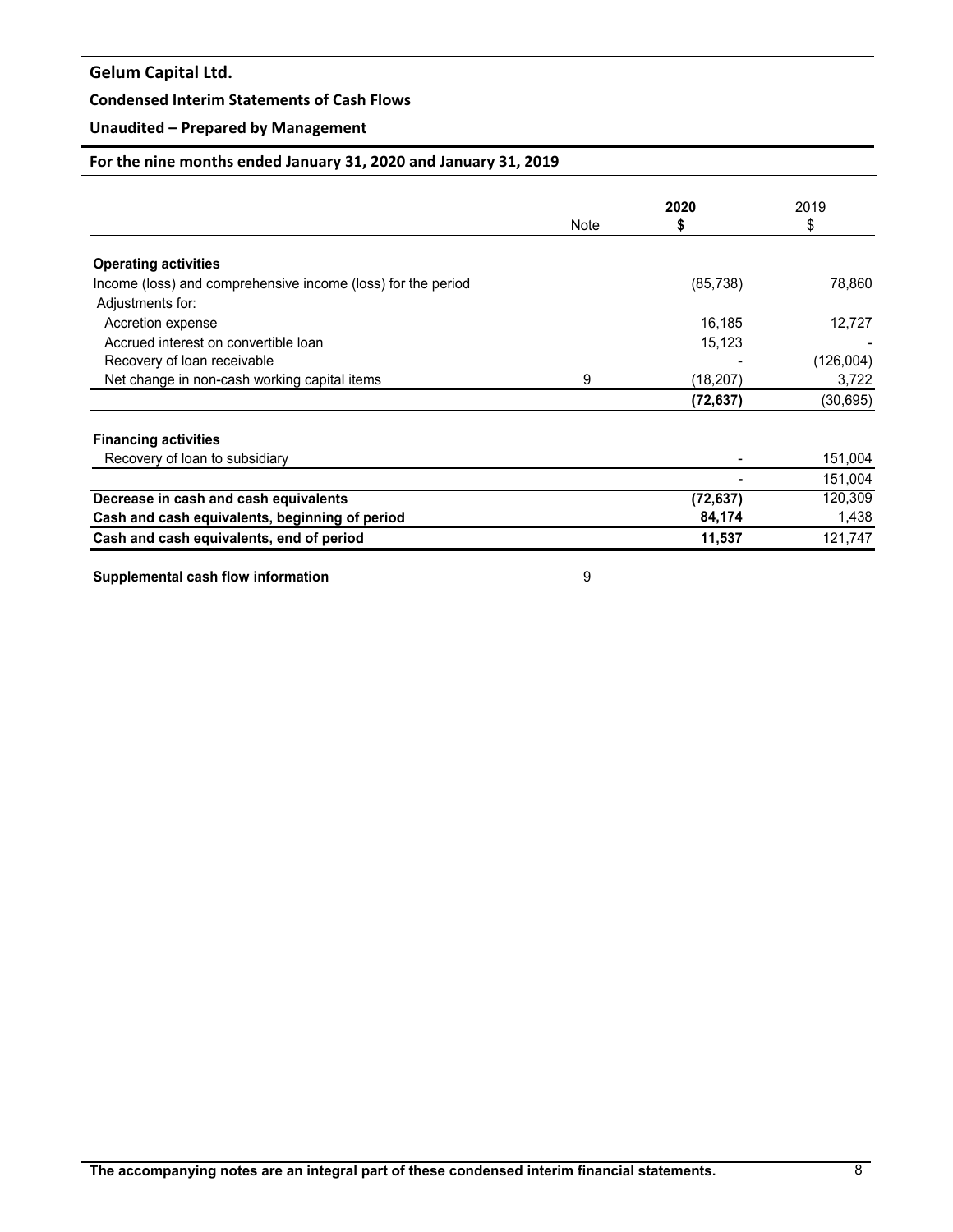**Gelum Capital Ltd.**

**Condensed Interim Statements of Cash Flows**

**Unaudited – Prepared by Management**

**For the nine months ended January 31, 2020 and January 31, 2019**

| | Note | **2020**<br>**$** | 2019<br>$ |
|---|---|---|---|
| **Operating activities** | | | |
| Income (loss) and comprehensive income (loss) for the period | | (85,738) | 78,860 |
| Adjustments for: | | | |
| Accretion expense | | 16,185 | 12,727 |
| Accrued interest on convertible loan | | 15,123 | - |
| Recovery of loan receivable | | - | (126,004) |
| Net change in non-cash working capital items | 9 | (18,207) | 3,722 |
| | | **(72,637)** | (30,695) |
| **Financing activities** | | | |
| Recovery of loan to subsidiary | | - | 151,004 |
| | | **-** | 151,004 |
| **Decrease in cash and cash equivalents** | | **(72,637)** | 120,309 |
| **Cash and cash equivalents, beginning of period** | | **84,174** | 1,438 |
| **Cash and cash equivalents, end of period** | | **11,537** | 121,747 |

**Supplemental cash flow information** 9

**The accompanying notes are an integral part of these condensed interim financial statements.**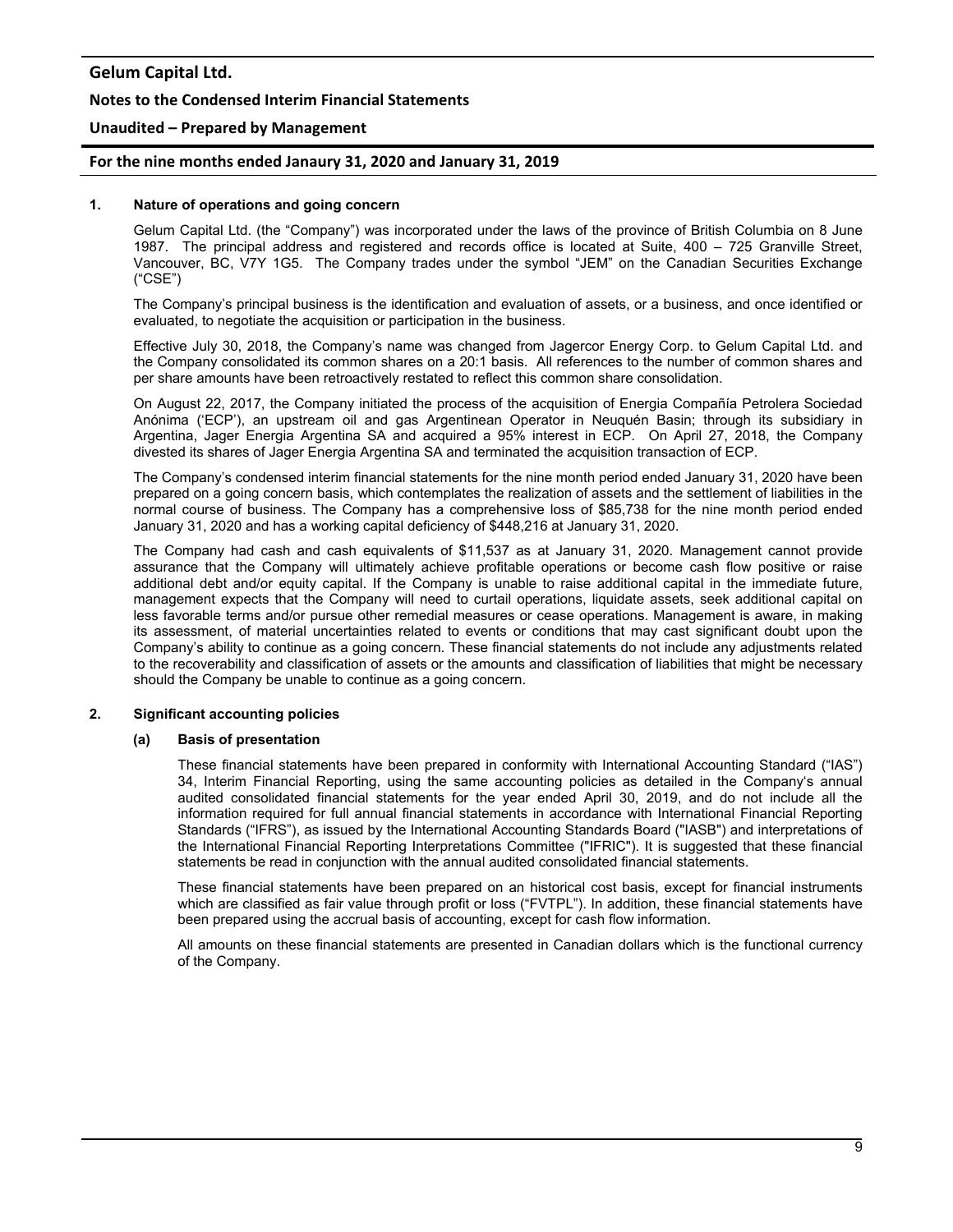## 1. Nature of operations and going concern

Gelum Capital Ltd. (the "Company") was incorporated under the laws of the province of British Columbia on 8 June 1987. The principal address and registered and records office is located at Suite, 400 – 725 Granville Street, Vancouver, BC, V7Y 1G5. The Company trades under the symbol "JEM" on the Canadian Securities Exchange ("CSE")

The Company's principal business is the identification and evaluation of assets, or a business, and once identified or evaluated, to negotiate the acquisition or participation in the business.

Effective July 30, 2018, the Company's name was changed from Jagercor Energy Corp. to Gelum Capital Ltd. and the Company consolidated its common shares on a 20:1 basis. All references to the number of common shares and per share amounts have been retroactively restated to reflect this common share consolidation.

On August 22, 2017, the Company initiated the process of the acquisition of Energia Compañía Petrolera Sociedad Anónima ('ECP'), an upstream oil and gas Argentinean Operator in Neuquén Basin; through its subsidiary in Argentina, Jager Energia Argentina SA and acquired a 95% interest in ECP. On April 27, 2018, the Company divested its shares of Jager Energia Argentina SA and terminated the acquisition transaction of ECP.

The Company's condensed interim financial statements for the nine month period ended January 31, 2020 have been prepared on a going concern basis, which contemplates the realization of assets and the settlement of liabilities in the normal course of business. The Company has a comprehensive loss of $85,738 for the nine month period ended January 31, 2020 and has a working capital deficiency of $448,216 at January 31, 2020.

The Company had cash and cash equivalents of $11,537 as at January 31, 2020. Management cannot provide assurance that the Company will ultimately achieve profitable operations or become cash flow positive or raise additional debt and/or equity capital. If the Company is unable to raise additional capital in the immediate future, management expects that the Company will need to curtail operations, liquidate assets, seek additional capital on less favorable terms and/or pursue other remedial measures or cease operations. Management is aware, in making its assessment, of material uncertainties related to events or conditions that may cast significant doubt upon the Company's ability to continue as a going concern. These financial statements do not include any adjustments related to the recoverability and classification of assets or the amounts and classification of liabilities that might be necessary should the Company be unable to continue as a going concern.

## 2. Significant accounting policies

### (a) Basis of presentation

These financial statements have been prepared in conformity with International Accounting Standard ("IAS") 34, Interim Financial Reporting, using the same accounting policies as detailed in the Company's annual audited consolidated financial statements for the year ended April 30, 2019, and do not include all the information required for full annual financial statements in accordance with International Financial Reporting Standards ("IFRS"), as issued by the International Accounting Standards Board ("IASB") and interpretations of the International Financial Reporting Interpretations Committee ("IFRIC"). It is suggested that these financial statements be read in conjunction with the annual audited consolidated financial statements.

These financial statements have been prepared on an historical cost basis, except for financial instruments which are classified as fair value through profit or loss ("FVTPL"). In addition, these financial statements have been prepared using the accrual basis of accounting, except for cash flow information.

All amounts on these financial statements are presented in Canadian dollars which is the functional currency of the Company.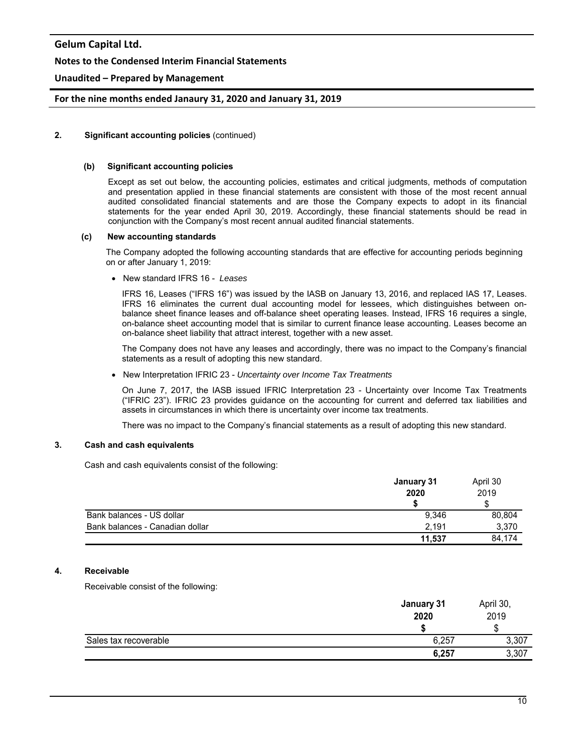**2. Significant accounting policies** (continued)

**(b) Significant accounting policies**

Except as set out below, the accounting policies, estimates and critical judgments, methods of computation and presentation applied in these financial statements are consistent with those of the most recent annual audited consolidated financial statements and are those the Company expects to adopt in its financial statements for the year ended April 30, 2019. Accordingly, these financial statements should be read in conjunction with the Company's most recent annual audited financial statements.

**(c) New accounting standards**

The Company adopted the following accounting standards that are effective for accounting periods beginning on or after January 1, 2019:

- New standard IFRS 16 - *Leases*

IFRS 16, Leases ("IFRS 16") was issued by the IASB on January 13, 2016, and replaced IAS 17, Leases. IFRS 16 eliminates the current dual accounting model for lessees, which distinguishes between on-balance sheet finance leases and off-balance sheet operating leases. Instead, IFRS 16 requires a single, on-balance sheet accounting model that is similar to current finance lease accounting. Leases become an on-balance sheet liability that attract interest, together with a new asset.

The Company does not have any leases and accordingly, there was no impact to the Company's financial statements as a result of adopting this new standard.

- New Interpretation IFRIC 23 - *Uncertainty over Income Tax Treatments*

On June 7, 2017, the IASB issued IFRIC Interpretation 23 - Uncertainty over Income Tax Treatments ("IFRIC 23"). IFRIC 23 provides guidance on the accounting for current and deferred tax liabilities and assets in circumstances in which there is uncertainty over income tax treatments.

There was no impact to the Company's financial statements as a result of adopting this new standard.

**3. Cash and cash equivalents**

Cash and cash equivalents consist of the following:

| | **January 31 2020** | April 30 2019 |
|---|---|---|
| | **$** | $ |
| Bank balances - US dollar | 9,346 | 80,804 |
| Bank balances - Canadian dollar | 2,191 | 3,370 |
| | **11,537** | 84,174 |

**4. Receivable**

Receivable consist of the following:

| | **January 31 2020** | April 30, 2019 |
|---|---|---|
| | **$** | $ |
| Sales tax recoverable | 6,257 | 3,307 |
| | **6,257** | 3,307 |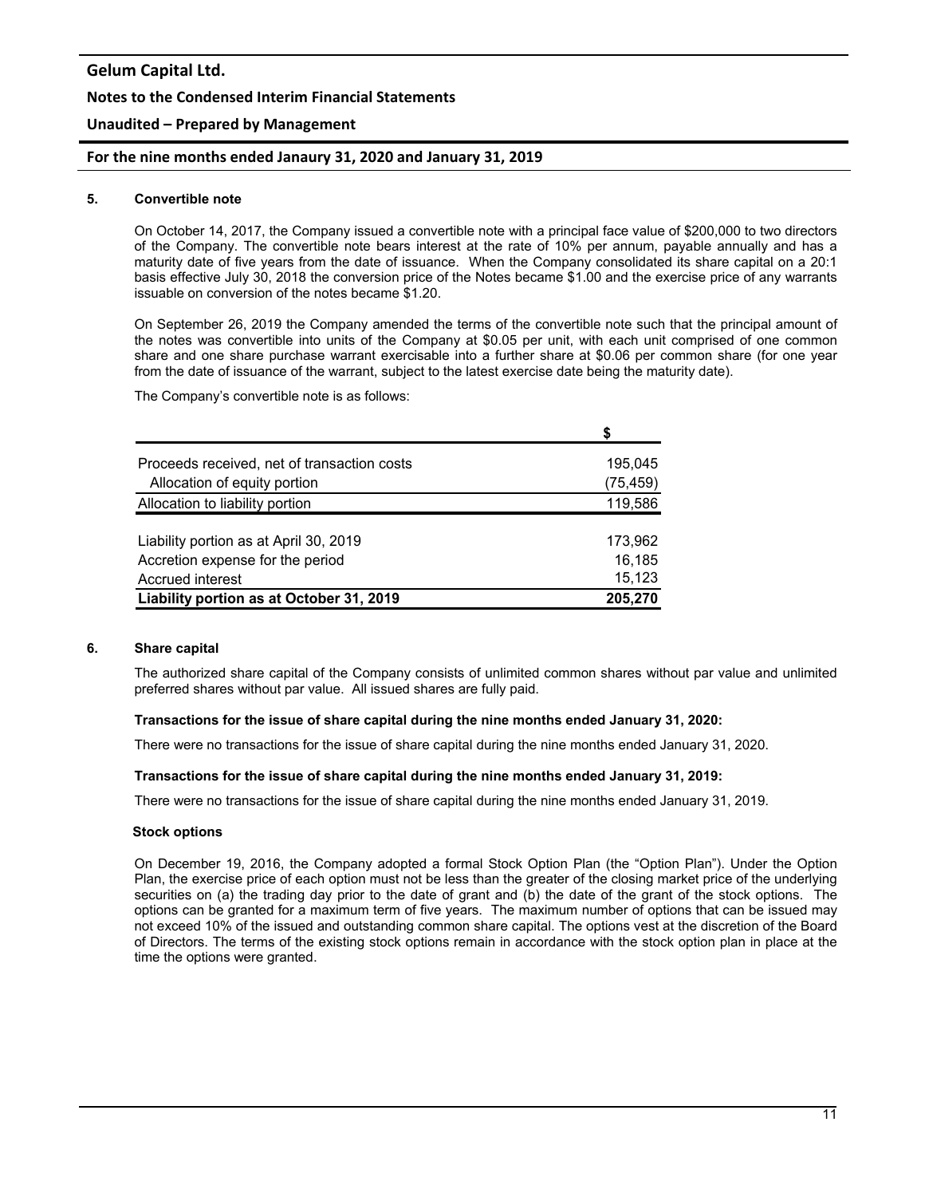## 5. Convertible note

On October 14, 2017, the Company issued a convertible note with a principal face value of $200,000 to two directors of the Company. The convertible note bears interest at the rate of 10% per annum, payable annually and has a maturity date of five years from the date of issuance. When the Company consolidated its share capital on a 20:1 basis effective July 30, 2018 the conversion price of the Notes became $1.00 and the exercise price of any warrants issuable on conversion of the notes became $1.20.

On September 26, 2019 the Company amended the terms of the convertible note such that the principal amount of the notes was convertible into units of the Company at $0.05 per unit, with each unit comprised of one common share and one share purchase warrant exercisable into a further share at $0.06 per common share (for one year from the date of issuance of the warrant, subject to the latest exercise date being the maturity date).

The Company's convertible note is as follows:

| | $ |
|---|---|
| Proceeds received, net of transaction costs | 195,045 |
| Allocation of equity portion | (75,459) |
| Allocation to liability portion | 119,586 |
| | |
| Liability portion as at April 30, 2019 | 173,962 |
| Accretion expense for the period | 16,185 |
| Accrued interest | 15,123 |
| **Liability portion as at October 31, 2019** | **205,270** |

## 6. Share capital

The authorized share capital of the Company consists of unlimited common shares without par value and unlimited preferred shares without par value. All issued shares are fully paid.

**Transactions for the issue of share capital during the nine months ended January 31, 2020:**

There were no transactions for the issue of share capital during the nine months ended January 31, 2020.

**Transactions for the issue of share capital during the nine months ended January 31, 2019:**

There were no transactions for the issue of share capital during the nine months ended January 31, 2019.

**Stock options**

On December 19, 2016, the Company adopted a formal Stock Option Plan (the "Option Plan"). Under the Option Plan, the exercise price of each option must not be less than the greater of the closing market price of the underlying securities on (a) the trading day prior to the date of grant and (b) the date of the grant of the stock options. The options can be granted for a maximum term of five years. The maximum number of options that can be issued may not exceed 10% of the issued and outstanding common share capital. The options vest at the discretion of the Board of Directors. The terms of the existing stock options remain in accordance with the stock option plan in place at the time the options were granted.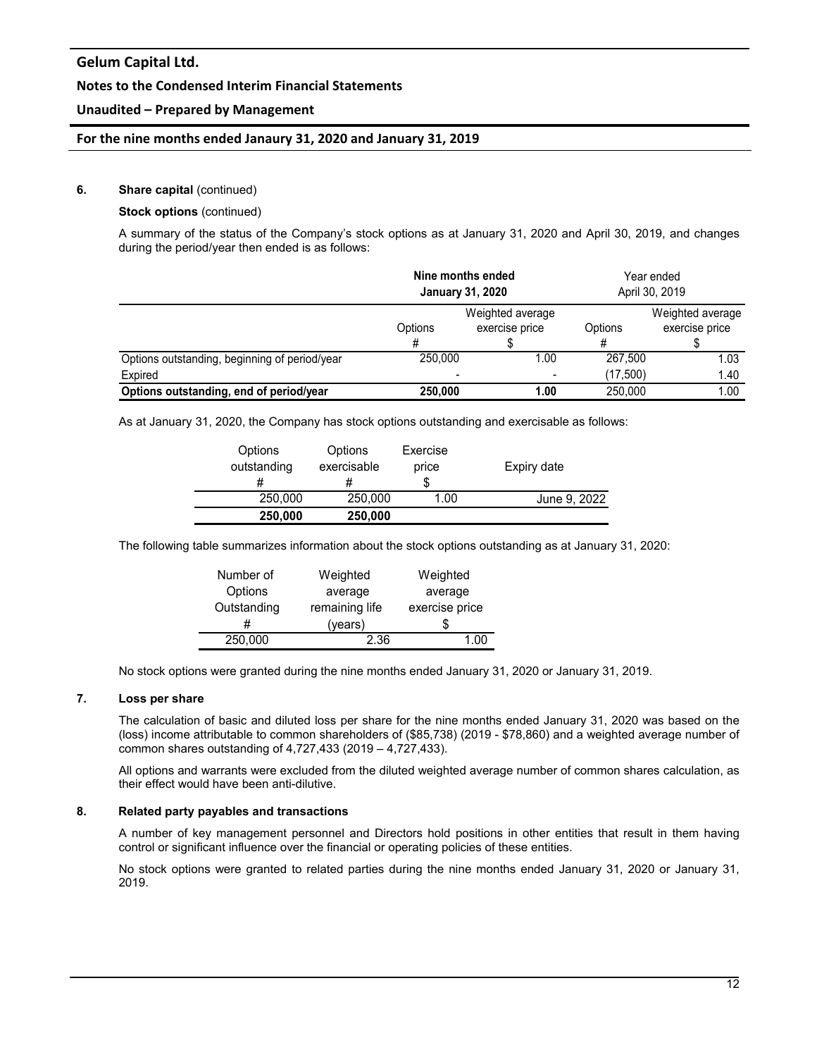## 6. Share capital (continued)

**Stock options** (continued)

A summary of the status of the Company's stock options as at January 31, 2020 and April 30, 2019, and changes during the period/year then ended is as follows:

| | **Nine months ended January 31, 2020** | | Year ended April 30, 2019 | |
|---|---|---|---|---|
| | Options # | Weighted average exercise price $ | Options # | Weighted average exercise price $ |
| Options outstanding, beginning of period/year | 250,000 | 1.00 | 267,500 | 1.03 |
| Expired | - | - | (17,500) | 1.40 |
| **Options outstanding, end of period/year** | **250,000** | **1.00** | 250,000 | 1.00 |

As at January 31, 2020, the Company has stock options outstanding and exercisable as follows:

| Options outstanding # | Options exercisable # | Exercise price $ | Expiry date |
|---|---|---|---|
| 250,000 | 250,000 | 1.00 | June 9, 2022 |
| **250,000** | **250,000** | | |

The following table summarizes information about the stock options outstanding as at January 31, 2020:

| Number of Options Outstanding # | Weighted average remaining life (years) | Weighted average exercise price $ |
|---|---|---|
| 250,000 | 2.36 | 1.00 |

No stock options were granted during the nine months ended January 31, 2020 or January 31, 2019.

## 7. Loss per share

The calculation of basic and diluted loss per share for the nine months ended January 31, 2020 was based on the (loss) income attributable to common shareholders of ($85,738) (2019 - $78,860) and a weighted average number of common shares outstanding of 4,727,433 (2019 – 4,727,433).

All options and warrants were excluded from the diluted weighted average number of common shares calculation, as their effect would have been anti-dilutive.

## 8. Related party payables and transactions

A number of key management personnel and Directors hold positions in other entities that result in them having control or significant influence over the financial or operating policies of these entities.

No stock options were granted to related parties during the nine months ended January 31, 2020 or January 31, 2019.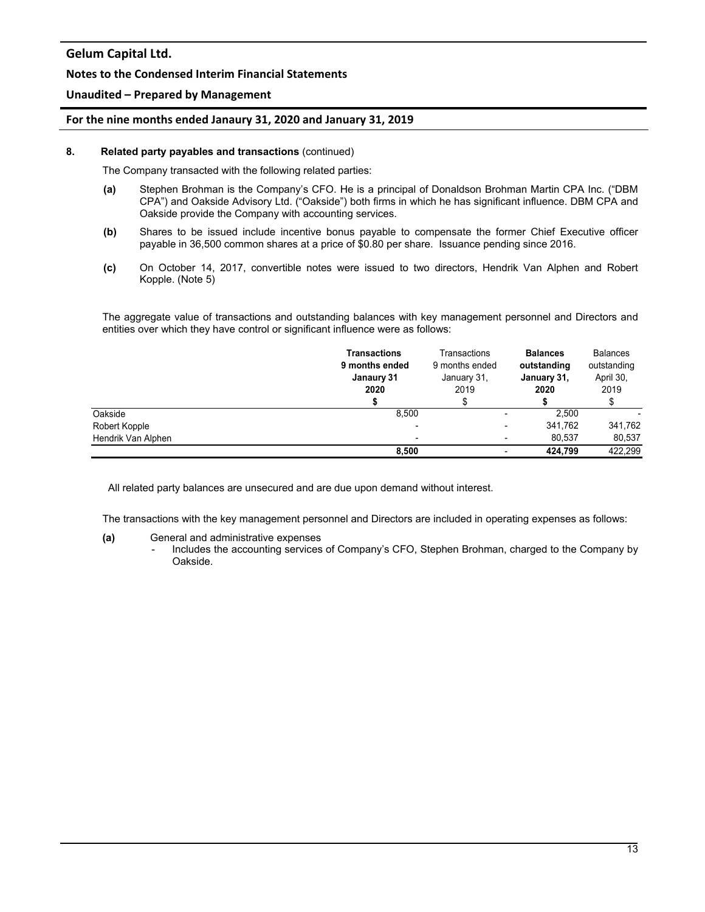## 8. Related party payables and transactions (continued)

The Company transacted with the following related parties:

**(a)** Stephen Brohman is the Company's CFO. He is a principal of Donaldson Brohman Martin CPA Inc. ("DBM CPA") and Oakside Advisory Ltd. ("Oakside") both firms in which he has significant influence. DBM CPA and Oakside provide the Company with accounting services.

**(b)** Shares to be issued include incentive bonus payable to compensate the former Chief Executive officer payable in 36,500 common shares at a price of $0.80 per share. Issuance pending since 2016.

**(c)** On October 14, 2017, convertible notes were issued to two directors, Hendrik Van Alphen and Robert Kopple. (Note 5)

The aggregate value of transactions and outstanding balances with key management personnel and Directors and entities over which they have control or significant influence were as follows:

| | **Transactions 9 months ended Janaury 31 2020** | Transactions 9 months ended January 31, 2019 | **Balances outstanding January 31, 2020** | Balances outstanding April 30, 2019 |
|---|---|---|---|---|
| | **$** | $ | **$** | $ |
| Oakside | 8,500 | - | 2,500 | - |
| Robert Kopple | - | - | 341,762 | 341,762 |
| Hendrik Van Alphen | - | - | 80,537 | 80,537 |
| | **8,500** | - | **424,799** | 422,299 |

All related party balances are unsecured and are due upon demand without interest.

The transactions with the key management personnel and Directors are included in operating expenses as follows:

**(a)** General and administrative expenses
- Includes the accounting services of Company's CFO, Stephen Brohman, charged to the Company by Oakside.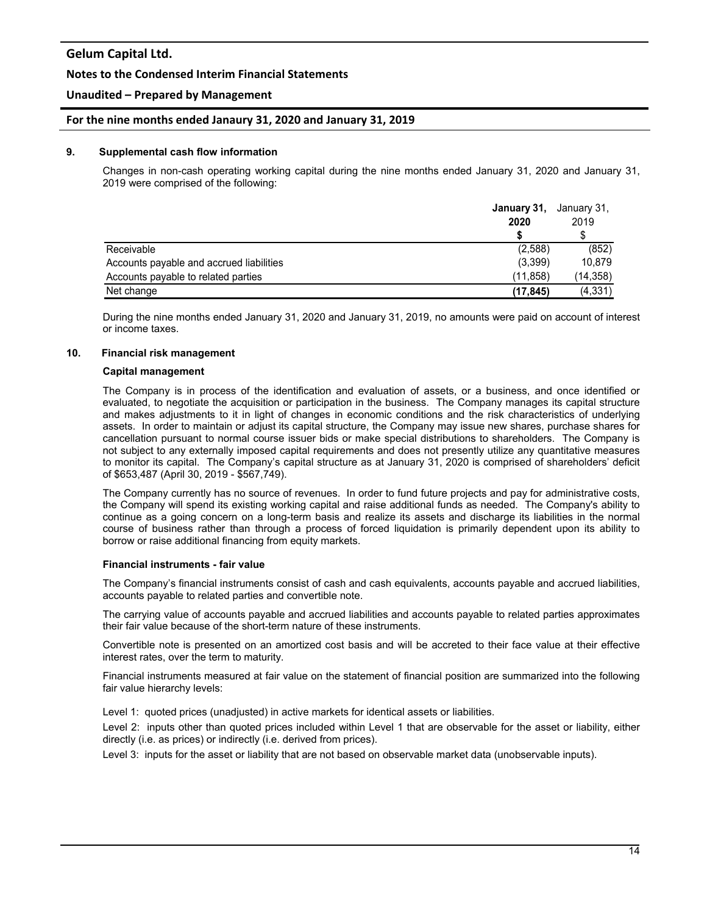## 9. Supplemental cash flow information

Changes in non-cash operating working capital during the nine months ended January 31, 2020 and January 31, 2019 were comprised of the following:

| | **January 31, 2020** | January 31, 2019 |
|---|---|---|
| | **$** | $ |
| Receivable | (2,588) | (852) |
| Accounts payable and accrued liabilities | (3,399) | 10,879 |
| Accounts payable to related parties | (11,858) | (14,358) |
| Net change | **(17,845)** | (4,331) |

During the nine months ended January 31, 2020 and January 31, 2019, no amounts were paid on account of interest or income taxes.

## 10. Financial risk management

### Capital management

The Company is in process of the identification and evaluation of assets, or a business, and once identified or evaluated, to negotiate the acquisition or participation in the business. The Company manages its capital structure and makes adjustments to it in light of changes in economic conditions and the risk characteristics of underlying assets. In order to maintain or adjust its capital structure, the Company may issue new shares, purchase shares for cancellation pursuant to normal course issuer bids or make special distributions to shareholders. The Company is not subject to any externally imposed capital requirements and does not presently utilize any quantitative measures to monitor its capital. The Company's capital structure as at January 31, 2020 is comprised of shareholders' deficit of $653,487 (April 30, 2019 - $567,749).

The Company currently has no source of revenues. In order to fund future projects and pay for administrative costs, the Company will spend its existing working capital and raise additional funds as needed. The Company's ability to continue as a going concern on a long-term basis and realize its assets and discharge its liabilities in the normal course of business rather than through a process of forced liquidation is primarily dependent upon its ability to borrow or raise additional financing from equity markets.

### Financial instruments - fair value

The Company's financial instruments consist of cash and cash equivalents, accounts payable and accrued liabilities, accounts payable to related parties and convertible note.

The carrying value of accounts payable and accrued liabilities and accounts payable to related parties approximates their fair value because of the short-term nature of these instruments.

Convertible note is presented on an amortized cost basis and will be accreted to their face value at their effective interest rates, over the term to maturity.

Financial instruments measured at fair value on the statement of financial position are summarized into the following fair value hierarchy levels:

Level 1: quoted prices (unadjusted) in active markets for identical assets or liabilities.

Level 2: inputs other than quoted prices included within Level 1 that are observable for the asset or liability, either directly (i.e. as prices) or indirectly (i.e. derived from prices).

Level 3: inputs for the asset or liability that are not based on observable market data (unobservable inputs).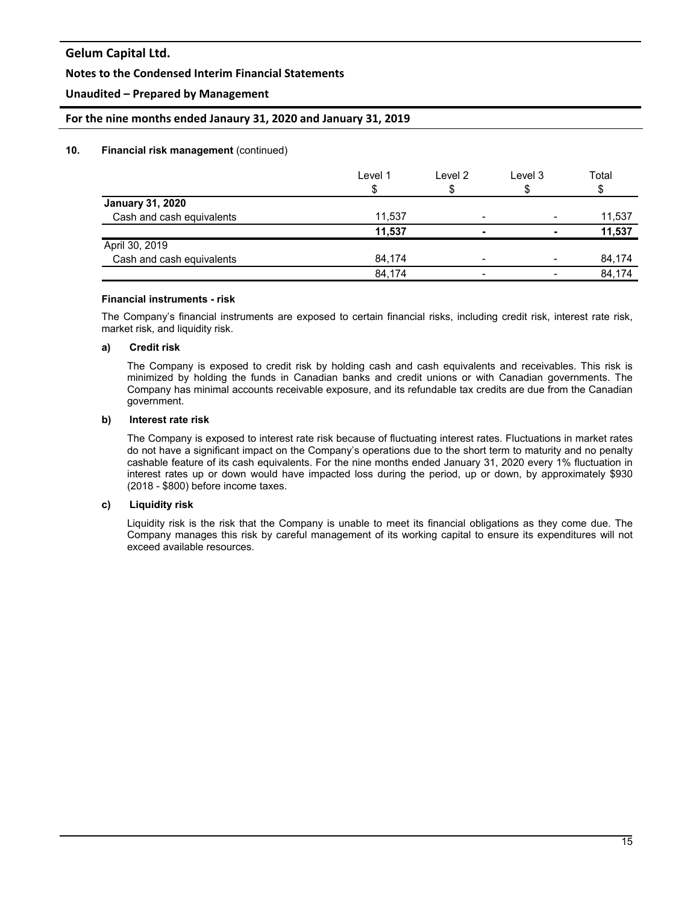## 10. Financial risk management (continued)

| | Level 1 | Level 2 | Level 3 | Total |
|---|---|---|---|---|
| | $ | $ | $ | $ |
| **January 31, 2020** | | | | |
| Cash and cash equivalents | 11,537 | - | - | 11,537 |
| | **11,537** | **-** | **-** | **11,537** |
| April 30, 2019 | | | | |
| Cash and cash equivalents | 84,174 | - | - | 84,174 |
| | 84,174 | - | - | 84,174 |

### Financial instruments - risk

The Company's financial instruments are exposed to certain financial risks, including credit risk, interest rate risk, market risk, and liquidity risk.

#### a) Credit risk

The Company is exposed to credit risk by holding cash and cash equivalents and receivables. This risk is minimized by holding the funds in Canadian banks and credit unions or with Canadian governments. The Company has minimal accounts receivable exposure, and its refundable tax credits are due from the Canadian government.

#### b) Interest rate risk

The Company is exposed to interest rate risk because of fluctuating interest rates. Fluctuations in market rates do not have a significant impact on the Company's operations due to the short term to maturity and no penalty cashable feature of its cash equivalents. For the nine months ended January 31, 2020 every 1% fluctuation in interest rates up or down would have impacted loss during the period, up or down, by approximately $930 (2018 - $800) before income taxes.

#### c) Liquidity risk

Liquidity risk is the risk that the Company is unable to meet its financial obligations as they come due. The Company manages this risk by careful management of its working capital to ensure its expenditures will not exceed available resources.